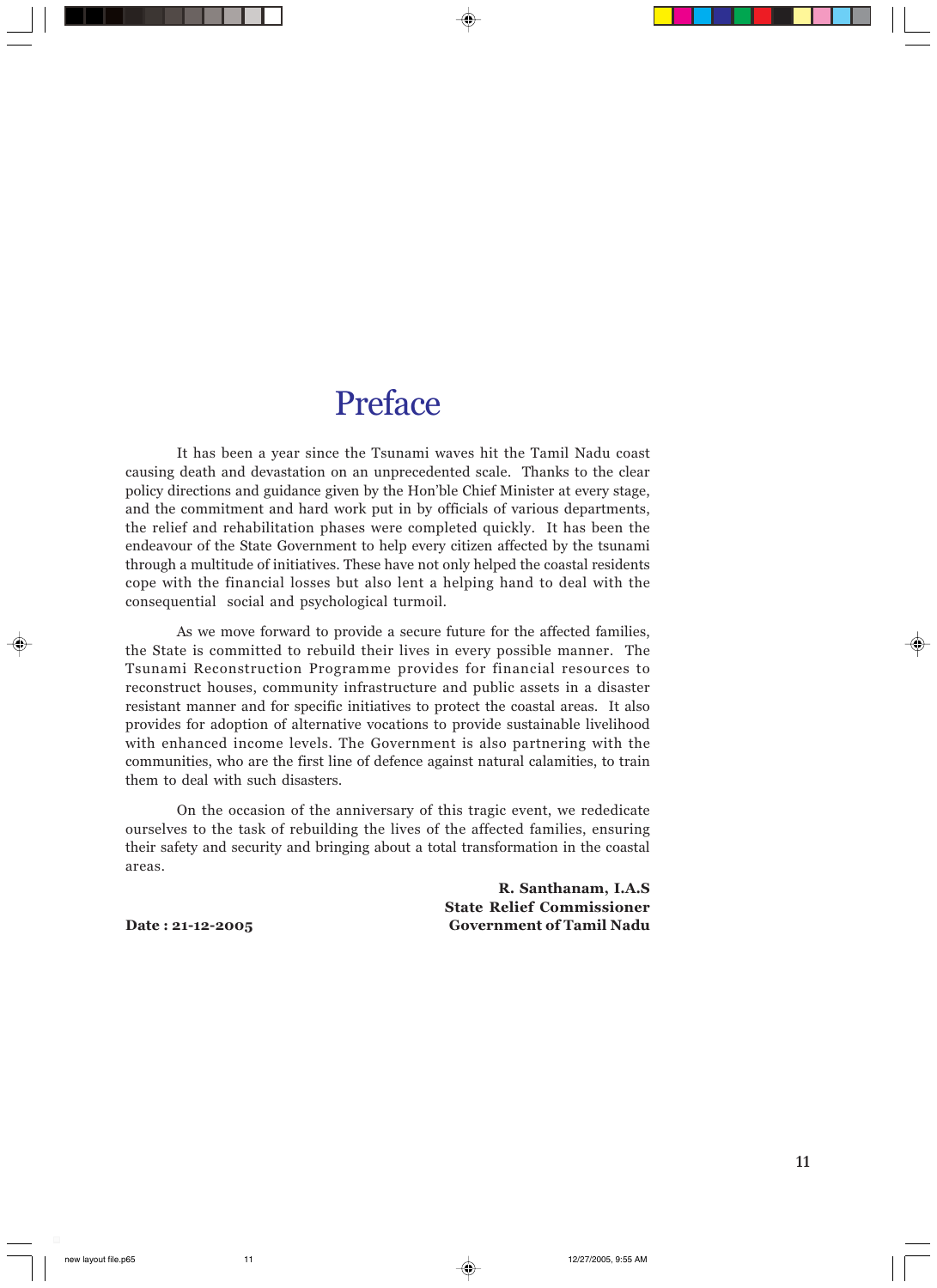# Preface

It has been a year since the Tsunami waves hit the Tamil Nadu coast causing death and devastation on an unprecedented scale. Thanks to the clear policy directions and guidance given by the Hon'ble Chief Minister at every stage, and the commitment and hard work put in by officials of various departments, the relief and rehabilitation phases were completed quickly. It has been the endeavour of the State Government to help every citizen affected by the tsunami through a multitude of initiatives. These have not only helped the coastal residents cope with the financial losses but also lent a helping hand to deal with the consequential social and psychological turmoil.

As we move forward to provide a secure future for the affected families, the State is committed to rebuild their lives in every possible manner. The Tsunami Reconstruction Programme provides for financial resources to reconstruct houses, community infrastructure and public assets in a disaster resistant manner and for specific initiatives to protect the coastal areas. It also provides for adoption of alternative vocations to provide sustainable livelihood with enhanced income levels. The Government is also partnering with the communities, who are the first line of defence against natural calamities, to train them to deal with such disasters.

On the occasion of the anniversary of this tragic event, we rededicate ourselves to the task of rebuilding the lives of the affected families, ensuring their safety and security and bringing about a total transformation in the coastal areas.

**R. Santhanam, I.A.S**
**State Relief Commissioner**
**Government of Tamil Nadu**

**Date : 21-12-2005**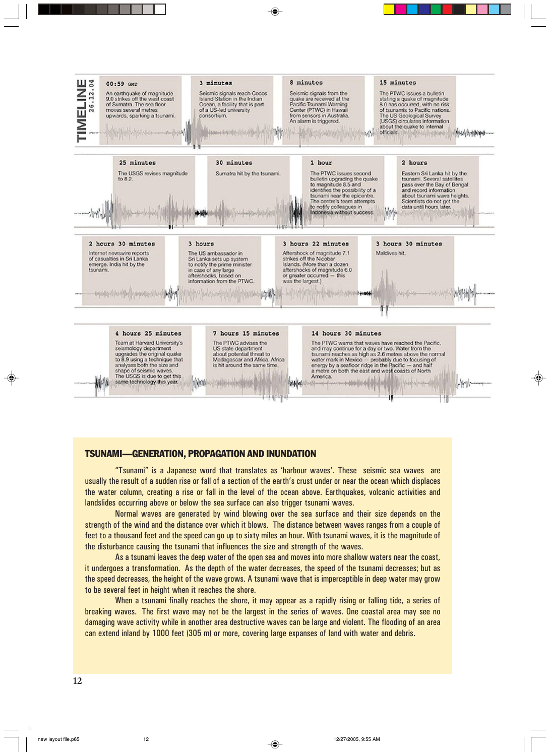## TIMELINE 26.12.04

**00:59 GMT**
An earthquake of magnitude 9.0 strikes off the west coast of Sumatra. The sea floor moves several metres upwards, sparking a tsunami.

**3 minutes**
Seismic signals reach Cocos Island Station in the Indian Ocean, a facility that is part of a US-led university consortium.

**8 minutes**
Seismic signals from the quake are received at the Pacific Tsunami Warning Center (PTWC) in Hawaii from sensors in Australia. An alarm is triggered.

**15 minutes**
The PTWC issues a bulletin stating a quake of magnitude 8.0 has occurred, with no risk of tsunamis to Pacific nations. The US Geological Survey (USGS) circulates information about the quake to internal officials.

**25 minutes**
The USGS revises magnitude to 8.2.

**30 minutes**
Sumatra hit by the tsunami.

**1 hour**
The PTWC issues second bulletin upgrading the quake to magnitude 8.5 and identifies the possibility of a tsunami near the epicentre. The centre's team attempts to notify colleagues in Indonesia without success.

**2 hours**
Eastern Sri Lanka hit by the tsunami. Several satellites pass over the Bay of Bengal and record information about tsunami wave heights. Scientists do not get the data until hours later.

**2 hours 30 minutes**
Internet newswire reports of casualties in Sri Lanka emerge. India hit by the tsunami.

**3 hours**
The US ambassador in Sri Lanka sets up system to notify the prime minister in case of any large aftershocks, based on information from the PTWC.

**3 hours 22 minutes**
Aftershock of magnitude 7.1 strikes off the Nicobar Islands. (More than a dozen aftershocks of magnitude 6.0 or greater occurred — this was the largest.)

**3 hours 30 minutes**
Maldives hit.

**4 hours 25 minutes**
Team at Harvard University's seismology department upgrades the original quake to 8.9 using a technique that analyses both the size and shape of seismic waves. The USGS is due to get this same technology this year.

**7 hours 15 minutes**
The PTWC advises the US state department about potential threat to Madagascar and Africa. Africa is hit around the same time.

**14 hours 30 minutes**
The PTWC warns that waves have reached the Pacific, and may continue for a day or two. Water from the tsunami reaches as high as 2.6 metres above the normal water mark in Mexico — probably due to focusing of energy by a seafloor ridge in the Pacific — and half a metre on both the east and west coasts of North America.

## TSUNAMI—GENERATION, PROPAGATION AND INUNDATION

"Tsunami" is a Japanese word that translates as 'harbour waves'. These seismic sea waves are usually the result of a sudden rise or fall of a section of the earth's crust under or near the ocean which displaces the water column, creating a rise or fall in the level of the ocean above. Earthquakes, volcanic activities and landslides occurring above or below the sea surface can also trigger tsunami waves.

Normal waves are generated by wind blowing over the sea surface and their size depends on the strength of the wind and the distance over which it blows. The distance between waves ranges from a couple of feet to a thousand feet and the speed can go up to sixty miles an hour. With tsunami waves, it is the magnitude of the disturbance causing the tsunami that influences the size and strength of the waves.

As a tsunami leaves the deep water of the open sea and moves into more shallow waters near the coast, it undergoes a transformation. As the depth of the water decreases, the speed of the tsunami decreases; but as the speed decreases, the height of the wave grows. A tsunami wave that is imperceptible in deep water may grow to be several feet in height when it reaches the shore.

When a tsunami finally reaches the shore, it may appear as a rapidly rising or falling tide, a series of breaking waves. The first wave may not be the largest in the series of waves. One coastal area may see no damaging wave activity while in another area destructive waves can be large and violent. The flooding of an area can extend inland by 1000 feet (305 m) or more, covering large expanses of land with water and debris.